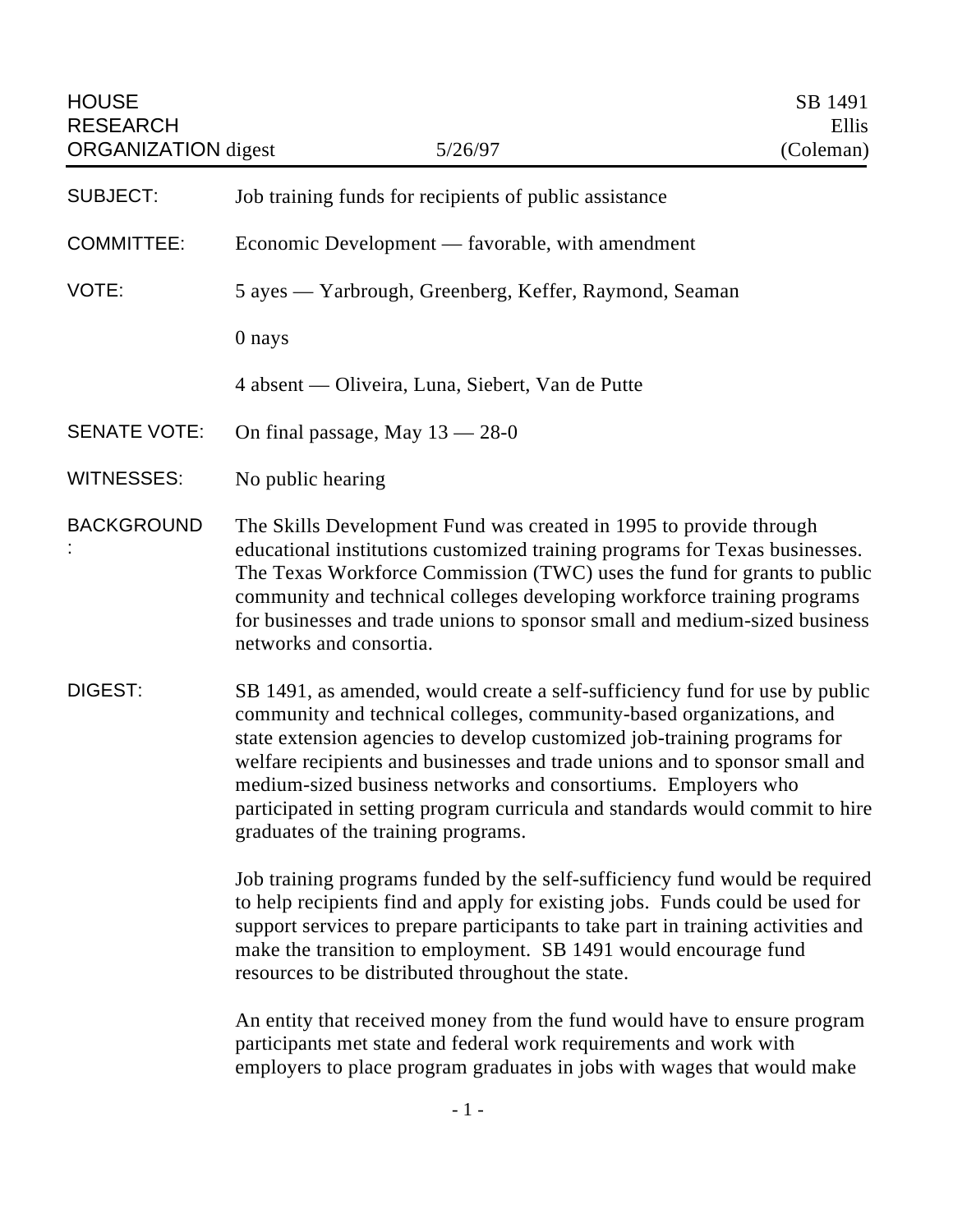HOUSE RESEARCH ORGANIZATION digest — 5/26/97 — SB 1491 Ellis (Coleman)

| | |
|---|---|
| SUBJECT: | Job training funds for recipients of public assistance |
| COMMITTEE: | Economic Development — favorable, with amendment |
| VOTE: | 5 ayes — Yarbrough, Greenberg, Keffer, Raymond, Seaman<br><br>0 nays<br><br>4 absent — Oliveira, Luna, Siebert, Van de Putte |
| SENATE VOTE: | On final passage, May 13 — 28-0 |
| WITNESSES: | No public hearing |

**BACKGROUND:** The Skills Development Fund was created in 1995 to provide through educational institutions customized training programs for Texas businesses. The Texas Workforce Commission (TWC) uses the fund for grants to public community and technical colleges developing workforce training programs for businesses and trade unions to sponsor small and medium-sized business networks and consortia.

**DIGEST:** SB 1491, as amended, would create a self-sufficiency fund for use by public community and technical colleges, community-based organizations, and state extension agencies to develop customized job-training programs for welfare recipients and businesses and trade unions and to sponsor small and medium-sized business networks and consortiums. Employers who participated in setting program curricula and standards would commit to hire graduates of the training programs.

Job training programs funded by the self-sufficiency fund would be required to help recipients find and apply for existing jobs. Funds could be used for support services to prepare participants to take part in training activities and make the transition to employment. SB 1491 would encourage fund resources to be distributed throughout the state.

An entity that received money from the fund would have to ensure program participants met state and federal work requirements and work with employers to place program graduates in jobs with wages that would make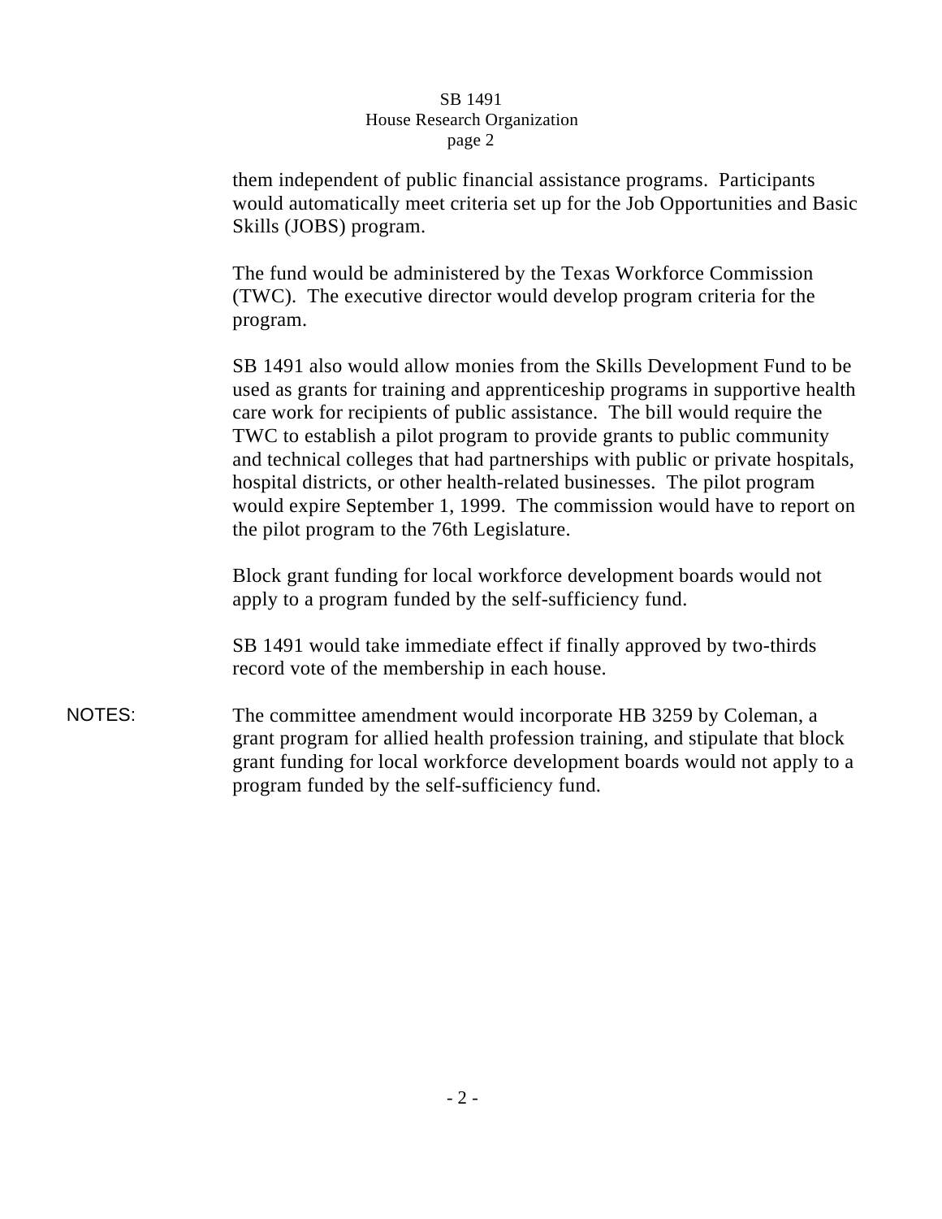them independent of public financial assistance programs. Participants would automatically meet criteria set up for the Job Opportunities and Basic Skills (JOBS) program.

The fund would be administered by the Texas Workforce Commission (TWC). The executive director would develop program criteria for the program.

SB 1491 also would allow monies from the Skills Development Fund to be used as grants for training and apprenticeship programs in supportive health care work for recipients of public assistance. The bill would require the TWC to establish a pilot program to provide grants to public community and technical colleges that had partnerships with public or private hospitals, hospital districts, or other health-related businesses. The pilot program would expire September 1, 1999. The commission would have to report on the pilot program to the 76th Legislature.

Block grant funding for local workforce development boards would not apply to a program funded by the self-sufficiency fund.

SB 1491 would take immediate effect if finally approved by two-thirds record vote of the membership in each house.

NOTES: The committee amendment would incorporate HB 3259 by Coleman, a grant program for allied health profession training, and stipulate that block grant funding for local workforce development boards would not apply to a program funded by the self-sufficiency fund.